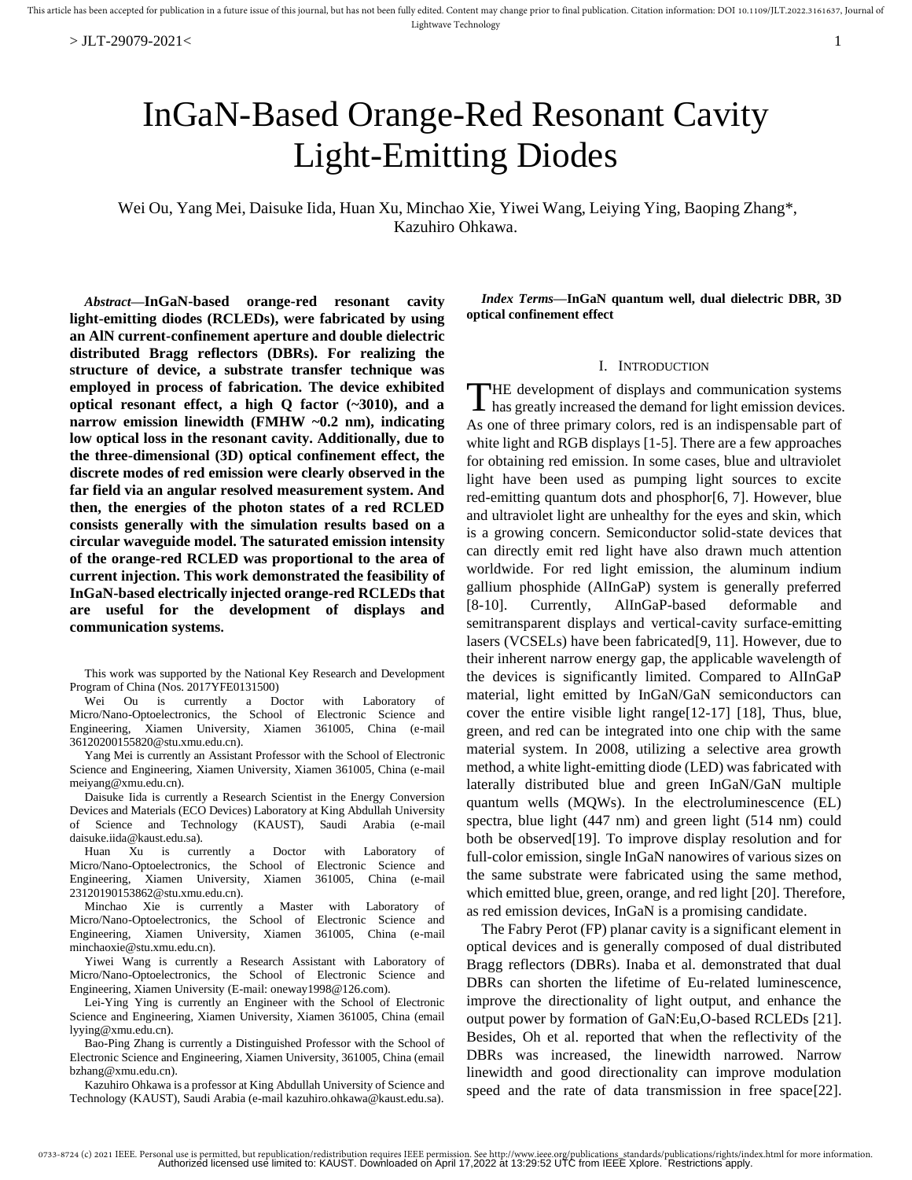# InGaN-Based Orange-Red Resonant Cavity Light-Emitting Diodes

Wei Ou, Yang Mei, Daisuke Iida, Huan Xu, Minchao Xie, Yiwei Wang, Leiying Ying, Baoping Zhang*, Kazuhiro Ohkawa.

***Abstract*—InGaN-based orange-red resonant cavity light-emitting diodes (RCLEDs), were fabricated by using an AlN current-confinement aperture and double dielectric distributed Bragg reflectors (DBRs). For realizing the structure of device, a substrate transfer technique was employed in process of fabrication. The device exhibited optical resonant effect, a high Q factor (~3010), and a narrow emission linewidth (FMHW ~0.2 nm), indicating low optical loss in the resonant cavity. Additionally, due to the three-dimensional (3D) optical confinement effect, the discrete modes of red emission were clearly observed in the far field via an angular resolved measurement system. And then, the energies of the photon states of a red RCLED consists generally with the simulation results based on a circular waveguide model. The saturated emission intensity of the orange-red RCLED was proportional to the area of current injection. This work demonstrated the feasibility of InGaN-based electrically injected orange-red RCLEDs that are useful for the development of displays and communication systems.**

This work was supported by the National Key Research and Development Program of China (Nos. 2017YFE0131500)

Wei Ou is currently a Doctor with Laboratory of Micro/Nano-Optoelectronics, the School of Electronic Science and Engineering, Xiamen University, Xiamen 361005, China (e-mail 36120200155820@stu.xmu.edu.cn).

Yang Mei is currently an Assistant Professor with the School of Electronic Science and Engineering, Xiamen University, Xiamen 361005, China (e-mail meiyang@xmu.edu.cn).

Daisuke Iida is currently a Research Scientist in the Energy Conversion Devices and Materials (ECO Devices) Laboratory at King Abdullah University of Science and Technology (KAUST), Saudi Arabia (e-mail daisuke.iida@kaust.edu.sa).

Huan Xu is currently a Doctor with Laboratory of Micro/Nano-Optoelectronics, the School of Electronic Science and Engineering, Xiamen University, Xiamen 361005, China (e-mail 23120190153862@stu.xmu.edu.cn).

Minchao Xie is currently a Master with Laboratory of Micro/Nano-Optoelectronics, the School of Electronic Science and Engineering, Xiamen University, Xiamen 361005, China (e-mail minchaoxie@stu.xmu.edu.cn).

Yiwei Wang is currently a Research Assistant with Laboratory of Micro/Nano-Optoelectronics, the School of Electronic Science and Engineering, Xiamen University (E-mail: oneway1998@126.com).

Lei-Ying Ying is currently an Engineer with the School of Electronic Science and Engineering, Xiamen University, Xiamen 361005, China (email lyying@xmu.edu.cn).

Bao-Ping Zhang is currently a Distinguished Professor with the School of Electronic Science and Engineering, Xiamen University, 361005, China (email bzhang@xmu.edu.cn).

Kazuhiro Ohkawa is a professor at King Abdullah University of Science and Technology (KAUST), Saudi Arabia (e-mail kazuhiro.ohkawa@kaust.edu.sa).

***Index Terms*—InGaN quantum well, dual dielectric DBR, 3D optical confinement effect**

## I. Introduction

THE development of displays and communication systems has greatly increased the demand for light emission devices. As one of three primary colors, red is an indispensable part of white light and RGB displays [1-5]. There are a few approaches for obtaining red emission. In some cases, blue and ultraviolet light have been used as pumping light sources to excite red-emitting quantum dots and phosphor[6, 7]. However, blue and ultraviolet light are unhealthy for the eyes and skin, which is a growing concern. Semiconductor solid-state devices that can directly emit red light have also drawn much attention worldwide. For red light emission, the aluminum indium gallium phosphide (AlInGaP) system is generally preferred [8-10]. Currently, AlInGaP-based deformable and semitransparent displays and vertical-cavity surface-emitting lasers (VCSELs) have been fabricated[9, 11]. However, due to their inherent narrow energy gap, the applicable wavelength of the devices is significantly limited. Compared to AlInGaP material, light emitted by InGaN/GaN semiconductors can cover the entire visible light range[12-17] [18], Thus, blue, green, and red can be integrated into one chip with the same material system. In 2008, utilizing a selective area growth method, a white light-emitting diode (LED) was fabricated with laterally distributed blue and green InGaN/GaN multiple quantum wells (MQWs). In the electroluminescence (EL) spectra, blue light (447 nm) and green light (514 nm) could both be observed[19]. To improve display resolution and for full-color emission, single InGaN nanowires of various sizes on the same substrate were fabricated using the same method, which emitted blue, green, orange, and red light [20]. Therefore, as red emission devices, InGaN is a promising candidate.

The Fabry Perot (FP) planar cavity is a significant element in optical devices and is generally composed of dual distributed Bragg reflectors (DBRs). Inaba et al. demonstrated that dual DBRs can shorten the lifetime of Eu-related luminescence, improve the directionality of light output, and enhance the output power by formation of GaN:Eu,O-based RCLEDs [21]. Besides, Oh et al. reported that when the reflectivity of the DBRs was increased, the linewidth narrowed. Narrow linewidth and good directionality can improve modulation speed and the rate of data transmission in free space[22].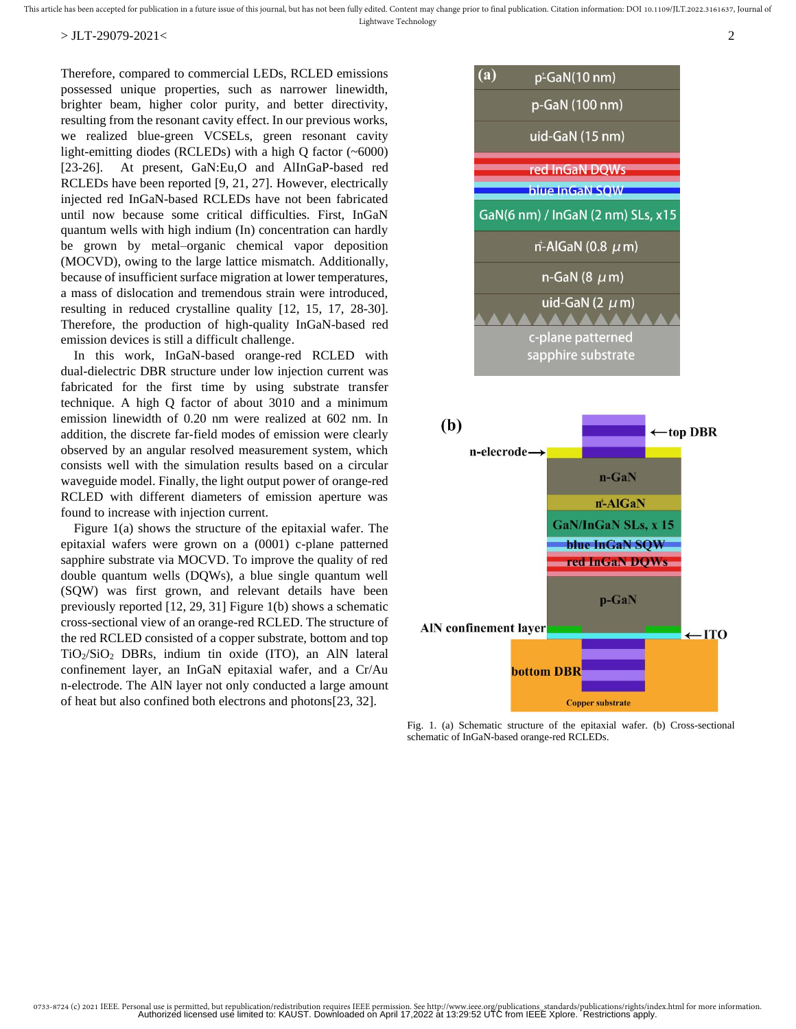Therefore, compared to commercial LEDs, RCLED emissions possessed unique properties, such as narrower linewidth, brighter beam, higher color purity, and better directivity, resulting from the resonant cavity effect. In our previous works, we realized blue-green VCSELs, green resonant cavity light-emitting diodes (RCLEDs) with a high Q factor (~6000) [23-26]. At present, GaN:Eu,O and AlInGaP-based red RCLEDs have been reported [9, 21, 27]. However, electrically injected red InGaN-based RCLEDs have not been fabricated until now because some critical difficulties. First, InGaN quantum wells with high indium (In) concentration can hardly be grown by metal–organic chemical vapor deposition (MOCVD), owing to the large lattice mismatch. Additionally, because of insufficient surface migration at lower temperatures, a mass of dislocation and tremendous strain were introduced, resulting in reduced crystalline quality [12, 15, 17, 28-30]. Therefore, the production of high-quality InGaN-based red emission devices is still a difficult challenge.

In this work, InGaN-based orange-red RCLED with dual-dielectric DBR structure under low injection current was fabricated for the first time by using substrate transfer technique. A high Q factor of about 3010 and a minimum emission linewidth of 0.20 nm were realized at 602 nm. In addition, the discrete far-field modes of emission were clearly observed by an angular resolved measurement system, which consists well with the simulation results based on a circular waveguide model. Finally, the light output power of orange-red RCLED with different diameters of emission aperture was found to increase with injection current.

Figure 1(a) shows the structure of the epitaxial wafer. The epitaxial wafers were grown on a (0001) c-plane patterned sapphire substrate via MOCVD. To improve the quality of red double quantum wells (DQWs), a blue single quantum well (SQW) was first grown, and relevant details have been previously reported [12, 29, 31] Figure 1(b) shows a schematic cross-sectional view of an orange-red RCLED. The structure of the red RCLED consisted of a copper substrate, bottom and top $TiO_2/SiO_2$ DBRs, indium tin oxide (ITO), an AlN lateral confinement layer, an InGaN epitaxial wafer, and a Cr/Au n-electrode. The AlN layer not only conducted a large amount of heat but also confined both electrons and photons[23, 32].

Fig. 1. (a) Schematic structure of the epitaxial wafer. (b) Cross-sectional schematic of InGaN-based orange-red RCLEDs.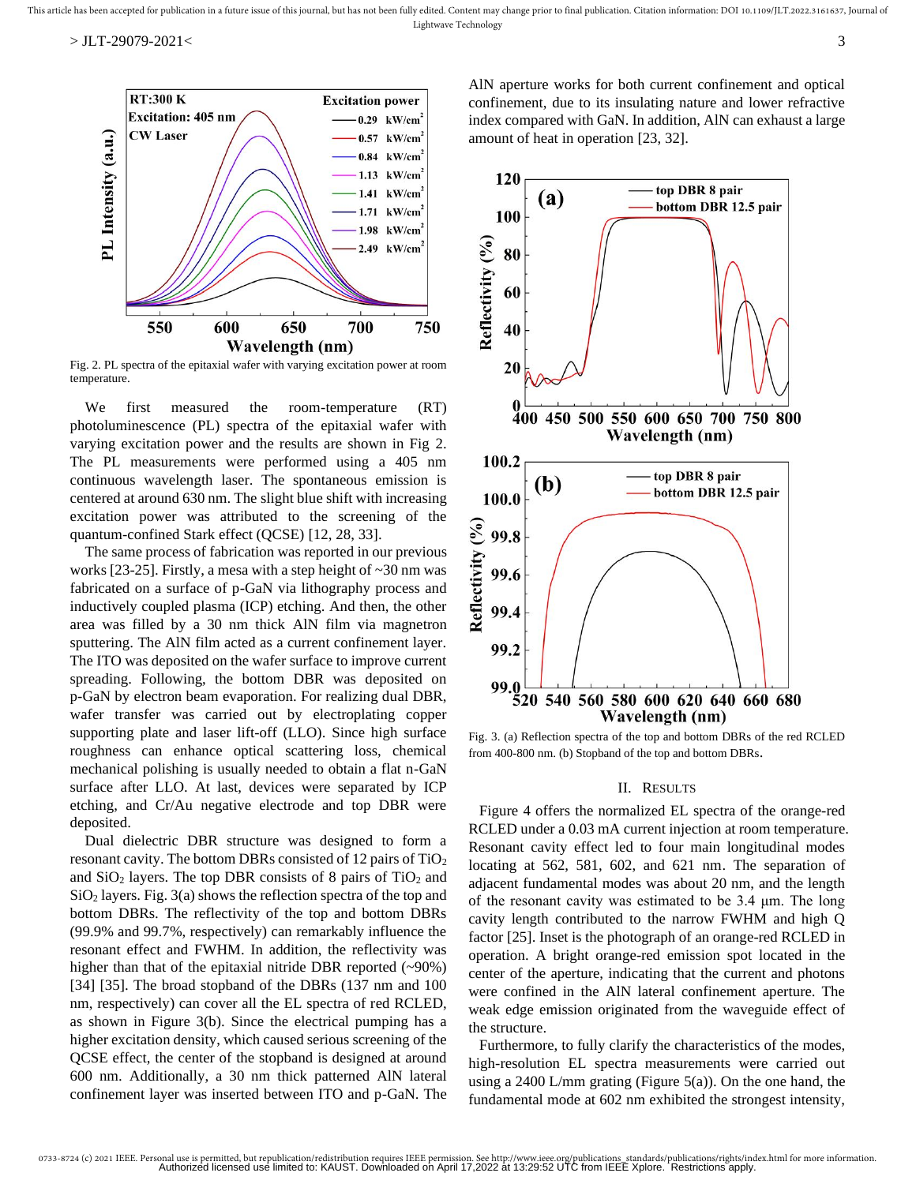Fig. 2. PL spectra of the epitaxial wafer with varying excitation power at room temperature.

We first measured the room-temperature (RT) photoluminescence (PL) spectra of the epitaxial wafer with varying excitation power and the results are shown in Fig 2. The PL measurements were performed using a 405 nm continuous wavelength laser. The spontaneous emission is centered at around 630 nm. The slight blue shift with increasing excitation power was attributed to the screening of the quantum-confined Stark effect (QCSE) [12, 28, 33].

The same process of fabrication was reported in our previous works [23-25]. Firstly, a mesa with a step height of ~30 nm was fabricated on a surface of p-GaN via lithography process and inductively coupled plasma (ICP) etching. And then, the other area was filled by a 30 nm thick AlN film via magnetron sputtering. The AlN film acted as a current confinement layer. The ITO was deposited on the wafer surface to improve current spreading. Following, the bottom DBR was deposited on p-GaN by electron beam evaporation. For realizing dual DBR, wafer transfer was carried out by electroplating copper supporting plate and laser lift-off (LLO). Since high surface roughness can enhance optical scattering loss, chemical mechanical polishing is usually needed to obtain a flat n-GaN surface after LLO. At last, devices were separated by ICP etching, and Cr/Au negative electrode and top DBR were deposited.

Dual dielectric DBR structure was designed to form a resonant cavity. The bottom DBRs consisted of 12 pairs of $TiO_2$ and $SiO_2$ layers. The top DBR consists of 8 pairs of $TiO_2$ and $SiO_2$ layers. Fig. 3(a) shows the reflection spectra of the top and bottom DBRs. The reflectivity of the top and bottom DBRs (99.9% and 99.7%, respectively) can remarkably influence the resonant effect and FWHM. In addition, the reflectivity was higher than that of the epitaxial nitride DBR reported (~90%) [34] [35]. The broad stopband of the DBRs (137 nm and 100 nm, respectively) can cover all the EL spectra of red RCLED, as shown in Figure 3(b). Since the electrical pumping has a higher excitation density, which caused serious screening of the QCSE effect, the center of the stopband is designed at around 600 nm. Additionally, a 30 nm thick patterned AlN lateral confinement layer was inserted between ITO and p-GaN. The AlN aperture works for both current confinement and optical confinement, due to its insulating nature and lower refractive index compared with GaN. In addition, AlN can exhaust a large amount of heat in operation [23, 32].

Fig. 3. (a) Reflection spectra of the top and bottom DBRs of the red RCLED from 400-800 nm. (b) Stopband of the top and bottom DBRs.

## II. RESULTS

Figure 4 offers the normalized EL spectra of the orange-red RCLED under a 0.03 mA current injection at room temperature. Resonant cavity effect led to four main longitudinal modes locating at 562, 581, 602, and 621 nm. The separation of adjacent fundamental modes was about 20 nm, and the length of the resonant cavity was estimated to be 3.4 µm. The long cavity length contributed to the narrow FWHM and high Q factor [25]. Inset is the photograph of an orange-red RCLED in operation. A bright orange-red emission spot located in the center of the aperture, indicating that the current and photons were confined in the AlN lateral confinement aperture. The weak edge emission originated from the waveguide effect of the structure.

Furthermore, to fully clarify the characteristics of the modes, high-resolution EL spectra measurements were carried out using a 2400 L/mm grating (Figure 5(a)). On the one hand, the fundamental mode at 602 nm exhibited the strongest intensity,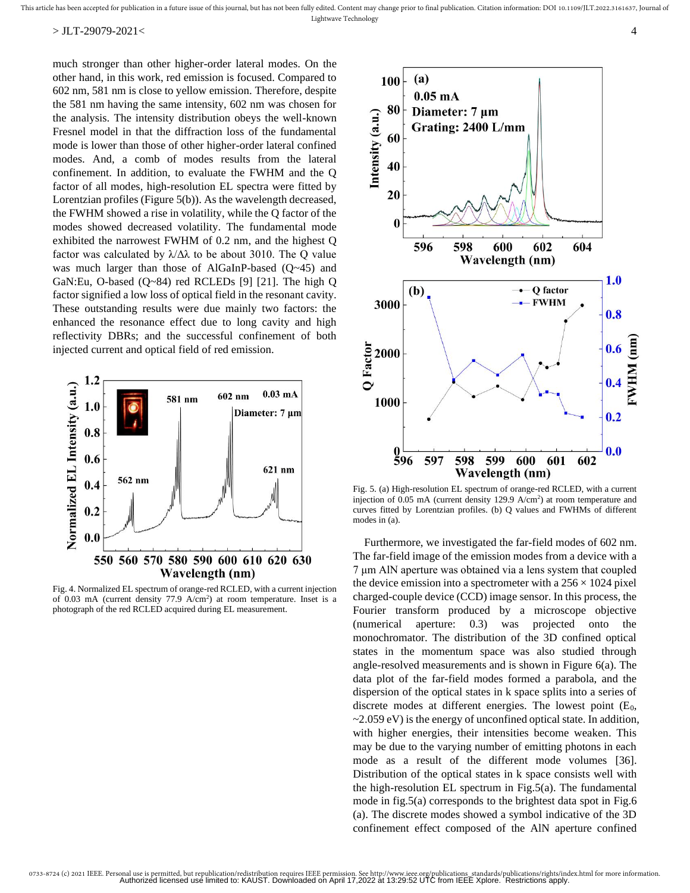much stronger than other higher-order lateral modes. On the other hand, in this work, red emission is focused. Compared to 602 nm, 581 nm is close to yellow emission. Therefore, despite the 581 nm having the same intensity, 602 nm was chosen for the analysis. The intensity distribution obeys the well-known Fresnel model in that the diffraction loss of the fundamental mode is lower than those of other higher-order lateral confined modes. And, a comb of modes results from the lateral confinement. In addition, to evaluate the FWHM and the Q factor of all modes, high-resolution EL spectra were fitted by Lorentzian profiles (Figure 5(b)). As the wavelength decreased, the FWHM showed a rise in volatility, while the Q factor of the modes showed decreased volatility. The fundamental mode exhibited the narrowest FWHM of 0.2 nm, and the highest Q factor was calculated by $\lambda/\Delta\lambda$ to be about 3010. The Q value was much larger than those of AlGaInP-based (Q~45) and GaN:Eu, O-based (Q~84) red RCLEDs [9] [21]. The high Q factor signified a low loss of optical field in the resonant cavity. These outstanding results were due mainly two factors: the enhanced the resonance effect due to long cavity and high reflectivity DBRs; and the successful confinement of both injected current and optical field of red emission.

Fig. 4. Normalized EL spectrum of orange-red RCLED, with a current injection of 0.03 mA (current density 77.9 A/cm$^2$) at room temperature. Inset is a photograph of the red RCLED acquired during EL measurement.

Fig. 5. (a) High-resolution EL spectrum of orange-red RCLED, with a current injection of 0.05 mA (current density 129.9 A/cm$^2$) at room temperature and curves fitted by Lorentzian profiles. (b) Q values and FWHMs of different modes in (a).

Furthermore, we investigated the far-field modes of 602 nm. The far-field image of the emission modes from a device with a 7 μm AlN aperture was obtained via a lens system that coupled the device emission into a spectrometer with a 256 × 1024 pixel charged-couple device (CCD) image sensor. In this process, the Fourier transform produced by a microscope objective (numerical aperture: 0.3) was projected onto the monochromator. The distribution of the 3D confined optical states in the momentum space was also studied through angle-resolved measurements and is shown in Figure 6(a). The data plot of the far-field modes formed a parabola, and the dispersion of the optical states in k space splits into a series of discrete modes at different energies. The lowest point ($E_0$, ~2.059 eV) is the energy of unconfined optical state. In addition, with higher energies, their intensities become weaken. This may be due to the varying number of emitting photons in each mode as a result of the different mode volumes [36]. Distribution of the optical states in k space consists well with the high-resolution EL spectrum in Fig.5(a). The fundamental mode in fig.5(a) corresponds to the brightest data spot in Fig.6 (a). The discrete modes showed a symbol indicative of the 3D confinement effect composed of the AlN aperture confined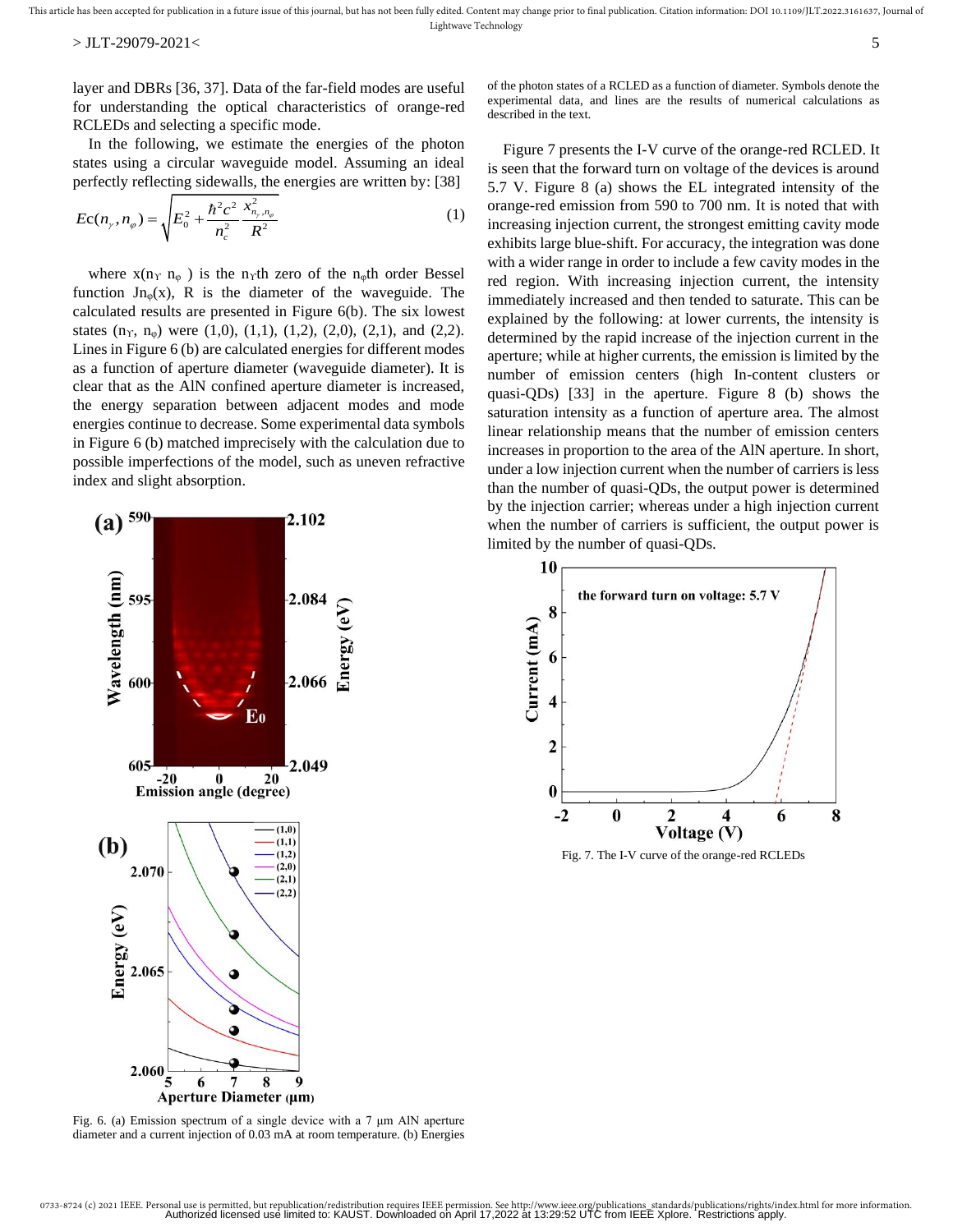layer and DBRs [36, 37]. Data of the far-field modes are useful for understanding the optical characteristics of orange-red RCLEDs and selecting a specific mode.

In the following, we estimate the energies of the photon states using a circular waveguide model. Assuming an ideal perfectly reflecting sidewalls, the energies are written by: [38]

$$Ec(n_{\gamma}, n_{\varphi}) = \sqrt{E_0^2 + \frac{\hbar^2 c^2}{n_c^2} \frac{x_{n_{\gamma}, n_{\varphi}}^2}{R^2}} \tag{1}$$

where $x(n_{\Upsilon}\ n_{\varphi})$ is the $n_{\Upsilon}$th zero of the $n_{\varphi}$th order Bessel function $Jn_{\varphi}(x)$, R is the diameter of the waveguide. The calculated results are presented in Figure 6(b). The six lowest states ($n_{\Upsilon}$, $n_{\varphi}$) were (1,0), (1,1), (1,2), (2,0), (2,1), and (2,2). Lines in Figure 6 (b) are calculated energies for different modes as a function of aperture diameter (waveguide diameter). It is clear that as the AlN confined aperture diameter is increased, the energy separation between adjacent modes and mode energies continue to decrease. Some experimental data symbols in Figure 6 (b) matched imprecisely with the calculation due to possible imperfections of the model, such as uneven refractive index and slight absorption.

Fig. 6. (a) Emission spectrum of a single device with a 7 μm AlN aperture diameter and a current injection of 0.03 mA at room temperature. (b) Energies of the photon states of a RCLED as a function of diameter. Symbols denote the experimental data, and lines are the results of numerical calculations as described in the text.

Figure 7 presents the I-V curve of the orange-red RCLED. It is seen that the forward turn on voltage of the devices is around 5.7 V. Figure 8 (a) shows the EL integrated intensity of the orange-red emission from 590 to 700 nm. It is noted that with increasing injection current, the strongest emitting cavity mode exhibits large blue-shift. For accuracy, the integration was done with a wider range in order to include a few cavity modes in the red region. With increasing injection current, the intensity immediately increased and then tended to saturate. This can be explained by the following: at lower currents, the intensity is determined by the rapid increase of the injection current in the aperture; while at higher currents, the emission is limited by the number of emission centers (high In-content clusters or quasi-QDs) [33] in the aperture. Figure 8 (b) shows the saturation intensity as a function of aperture area. The almost linear relationship means that the number of emission centers increases in proportion to the area of the AlN aperture. In short, under a low injection current when the number of carriers is less than the number of quasi-QDs, the output power is determined by the injection carrier; whereas under a high injection current when the number of carriers is sufficient, the output power is limited by the number of quasi-QDs.

Fig. 7. The I-V curve of the orange-red RCLEDs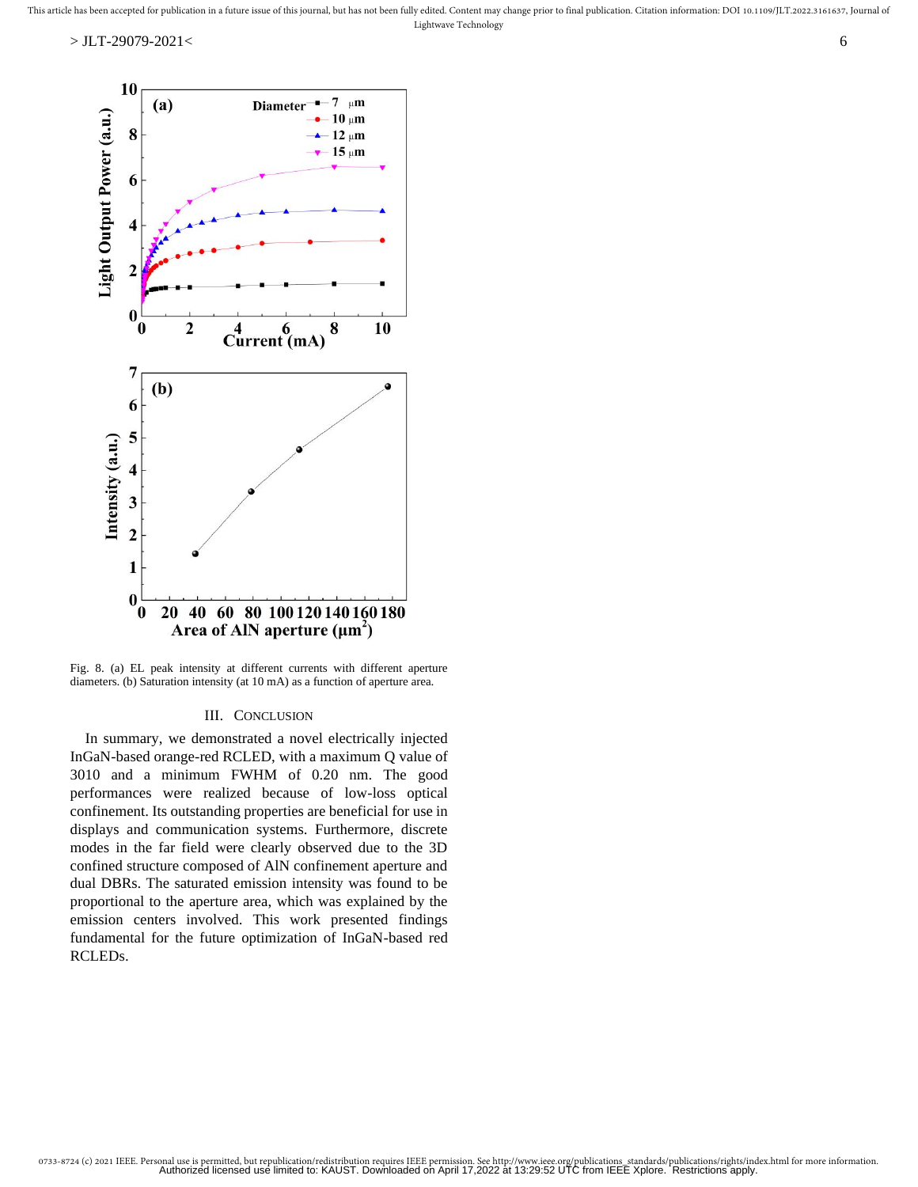Fig. 8. (a) EL peak intensity at different currents with different aperture diameters. (b) Saturation intensity (at 10 mA) as a function of aperture area.

## III. Conclusion

In summary, we demonstrated a novel electrically injected InGaN-based orange-red RCLED, with a maximum Q value of 3010 and a minimum FWHM of 0.20 nm. The good performances were realized because of low-loss optical confinement. Its outstanding properties are beneficial for use in displays and communication systems. Furthermore, discrete modes in the far field were clearly observed due to the 3D confined structure composed of AlN confinement aperture and dual DBRs. The saturated emission intensity was found to be proportional to the aperture area, which was explained by the emission centers involved. This work presented findings fundamental for the future optimization of InGaN-based red RCLEDs.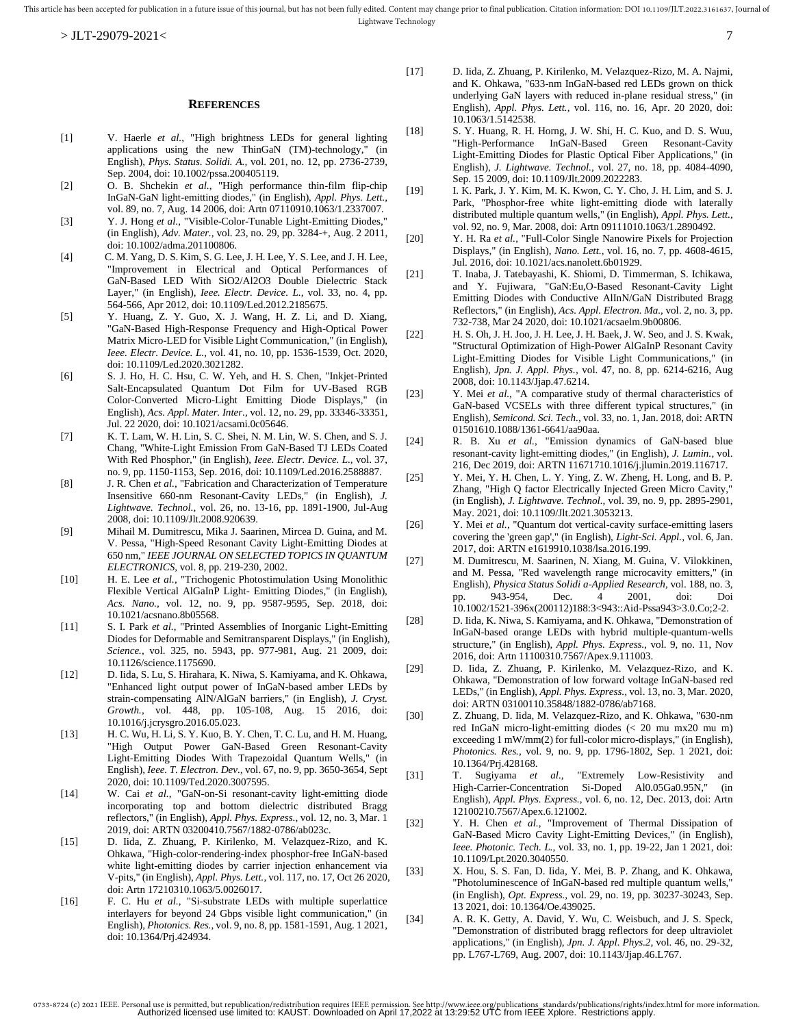## References

[1] V. Haerle *et al.*, "High brightness LEDs for general lighting applications using the new ThinGaN (TM)-technology," (in English), *Phys. Status. Solidi. A.*, vol. 201, no. 12, pp. 2736-2739, Sep. 2004, doi: 10.1002/pssa.200405119.

[2] O. B. Shchekin *et al.*, "High performance thin-film flip-chip InGaN-GaN light-emitting diodes," (in English), *Appl. Phys. Lett.*, vol. 89, no. 7, Aug. 14 2006, doi: Artn 07110910.1063/1.2337007.

[3] Y. J. Hong *et al.*, "Visible-Color-Tunable Light-Emitting Diodes," (in English), *Adv. Mater.*, vol. 23, no. 29, pp. 3284-+, Aug. 2 2011, doi: 10.1002/adma.201100806.

[4] C. M. Yang, D. S. Kim, S. G. Lee, J. H. Lee, Y. S. Lee, and J. H. Lee, "Improvement in Electrical and Optical Performances of GaN-Based LED With SiO2/Al2O3 Double Dielectric Stack Layer," (in English), *Ieee. Electr. Device. L.*, vol. 33, no. 4, pp. 564-566, Apr 2012, doi: 10.1109/Led.2012.2185675.

[5] Y. Huang, Z. Y. Guo, X. J. Wang, H. Z. Li, and D. Xiang, "GaN-Based High-Response Frequency and High-Optical Power Matrix Micro-LED for Visible Light Communication," (in English), *Ieee. Electr. Device. L.*, vol. 41, no. 10, pp. 1536-1539, Oct. 2020, doi: 10.1109/Led.2020.3021282.

[6] S. J. Ho, H. C. Hsu, C. W. Yeh, and H. S. Chen, "Inkjet-Printed Salt-Encapsulated Quantum Dot Film for UV-Based RGB Color-Converted Micro-Light Emitting Diode Displays," (in English), *Acs. Appl. Mater. Inter.*, vol. 12, no. 29, pp. 33346-33351, Jul. 22 2020, doi: 10.1021/acsami.0c05646.

[7] K. T. Lam, W. H. Lin, S. C. Shei, N. M. Lin, W. S. Chen, and S. J. Chang, "White-Light Emission From GaN-Based TJ LEDs Coated With Red Phosphor," (in English), *Ieee. Electr. Device. L.*, vol. 37, no. 9, pp. 1150-1153, Sep. 2016, doi: 10.1109/Led.2016.2588887.

[8] J. R. Chen *et al.*, "Fabrication and Characterization of Temperature Insensitive 660-nm Resonant-Cavity LEDs," (in English), *J. Lightwave. Technol.*, vol. 26, no. 13-16, pp. 1891-1900, Jul-Aug 2008, doi: 10.1109/Jlt.2008.920639.

[9] Mihail M. Dumitrescu, Mika J. Saarinen, Mircea D. Guina, and M. V. Pessa, "High-Speed Resonant Cavity Light-Emitting Diodes at 650 nm," *IEEE JOURNAL ON SELECTED TOPICS IN QUANTUM ELECTRONICS*, vol. 8, pp. 219-230, 2002.

[10] H. E. Lee *et al.*, "Trichogenic Photostimulation Using Monolithic Flexible Vertical AlGaInP Light- Emitting Diodes," (in English), *Acs. Nano.*, vol. 12, no. 9, pp. 9587-9595, Sep. 2018, doi: 10.1021/acsnano.8b05568.

[11] S. I. Park *et al.*, "Printed Assemblies of Inorganic Light-Emitting Diodes for Deformable and Semitransparent Displays," (in English), *Science.*, vol. 325, no. 5943, pp. 977-981, Aug. 21 2009, doi: 10.1126/science.1175690.

[12] D. Iida, S. Lu, S. Hirahara, K. Niwa, S. Kamiyama, and K. Ohkawa, "Enhanced light output power of InGaN-based amber LEDs by strain-compensating AlN/AlGaN barriers," (in English), *J. Cryst. Growth.*, vol. 448, pp. 105-108, Aug. 15 2016, doi: 10.1016/j.jcrysgro.2016.05.023.

[13] H. C. Wu, H. Li, S. Y. Kuo, B. Y. Chen, T. C. Lu, and H. M. Huang, "High Output Power GaN-Based Green Resonant-Cavity Light-Emitting Diodes With Trapezoidal Quantum Wells," (in English), *Ieee. T. Electron. Dev.*, vol. 67, no. 9, pp. 3650-3654, Sept 2020, doi: 10.1109/Ted.2020.3007595.

[14] W. Cai *et al.*, "GaN-on-Si resonant-cavity light-emitting diode incorporating top and bottom dielectric distributed Bragg reflectors," (in English), *Appl. Phys. Express.*, vol. 12, no. 3, Mar. 1 2019, doi: ARTN 03200410.7567/1882-0786/ab023c.

[15] D. Iida, Z. Zhuang, P. Kirilenko, M. Velazquez-Rizo, and K. Ohkawa, "High-color-rendering-index phosphor-free InGaN-based white light-emitting diodes by carrier injection enhancement via V-pits," (in English), *Appl. Phys. Lett.*, vol. 117, no. 17, Oct 26 2020, doi: Artn 17210310.1063/5.0026017.

[16] F. C. Hu *et al.*, "Si-substrate LEDs with multiple superlattice interlayers for beyond 24 Gbps visible light communication," (in English), *Photonics. Res.*, vol. 9, no. 8, pp. 1581-1591, Aug. 1 2021, doi: 10.1364/Prj.424934.

[17] D. Iida, Z. Zhuang, P. Kirilenko, M. Velazquez-Rizo, M. A. Najmi, and K. Ohkawa, "633-nm InGaN-based red LEDs grown on thick underlying GaN layers with reduced in-plane residual stress," (in English), *Appl. Phys. Lett.*, vol. 116, no. 16, Apr. 20 2020, doi: 10.1063/1.5142538.

[18] S. Y. Huang, R. H. Horng, J. W. Shi, H. C. Kuo, and D. S. Wuu, "High-Performance InGaN-Based Green Resonant-Cavity Light-Emitting Diodes for Plastic Optical Fiber Applications," (in English), *J. Lightwave. Technol.*, vol. 27, no. 18, pp. 4084-4090, Sep. 15 2009, doi: 10.1109/Jlt.2009.2022283.

[19] I. K. Park, J. Y. Kim, M. K. Kwon, C. Y. Cho, J. H. Lim, and S. J. Park, "Phosphor-free white light-emitting diode with laterally distributed multiple quantum wells," (in English), *Appl. Phys. Lett.*, vol. 92, no. 9, Mar. 2008, doi: Artn 09111010.1063/1.2890492.

[20] Y. H. Ra *et al.*, "Full-Color Single Nanowire Pixels for Projection Displays," (in English), *Nano. Lett.*, vol. 16, no. 7, pp. 4608-4615, Jul. 2016, doi: 10.1021/acs.nanolett.6b01929.

[21] T. Inaba, J. Tatebayashi, K. Shiomi, D. Timmerman, S. Ichikawa, and Y. Fujiwara, "GaN:Eu,O-Based Resonant-Cavity Light Emitting Diodes with Conductive AlInN/GaN Distributed Bragg Reflectors," (in English), *Acs. Appl. Electron. Ma.*, vol. 2, no. 3, pp. 732-738, Mar 24 2020, doi: 10.1021/acsaelm.9b00806.

[22] H. S. Oh, J. H. Joo, J. H. Lee, J. H. Baek, J. W. Seo, and J. S. Kwak, "Structural Optimization of High-Power AlGaInP Resonant Cavity Light-Emitting Diodes for Visible Light Communications," (in English), *Jpn. J. Appl. Phys.*, vol. 47, no. 8, pp. 6214-6216, Aug 2008, doi: 10.1143/Jjap.47.6214.

[23] Y. Mei *et al.*, "A comparative study of thermal characteristics of GaN-based VCSELs with three different typical structures," (in English), *Semicond. Sci. Tech.*, vol. 33, no. 1, Jan. 2018, doi: ARTN 01501610.1088/1361-6641/aa90aa.

[24] R. B. Xu *et al.*, "Emission dynamics of GaN-based blue resonant-cavity light-emitting diodes," (in English), *J. Lumin.*, vol. 216, Dec 2019, doi: ARTN 11671710.1016/j.jlumin.2019.116717.

[25] Y. Mei, Y. H. Chen, L. Y. Ying, Z. W. Zheng, H. Long, and B. P. Zhang, "High Q factor Electrically Injected Green Micro Cavity," (in English), *J. Lightwave. Technol.*, vol. 39, no. 9, pp. 2895-2901, May. 2021, doi: 10.1109/Jlt.2021.3053213.

[26] Y. Mei *et al.*, "Quantum dot vertical-cavity surface-emitting lasers covering the 'green gap'," (in English), *Light-Sci. Appl.*, vol. 6, Jan. 2017, doi: ARTN e1619910.1038/lsa.2016.199.

[27] M. Dumitrescu, M. Saarinen, N. Xiang, M. Guina, V. Vilokkinen, and M. Pessa, "Red wavelength range microcavity emitters," (in English), *Physica Status Solidi a-Applied Research*, vol. 188, no. 3, pp. 943-954, Dec. 4 2001, doi: Doi 10.1002/1521-396x(200112)188:3<943::Aid-Pssa943>3.0.Co;2-2.

[28] D. Iida, K. Niwa, S. Kamiyama, and K. Ohkawa, "Demonstration of InGaN-based orange LEDs with hybrid multiple-quantum-wells structure," (in English), *Appl. Phys. Express.*, vol. 9, no. 11, Nov 2016, doi: Artn 11100310.7567/Apex.9.111003.

[29] D. Iida, Z. Zhuang, P. Kirilenko, M. Velazquez-Rizo, and K. Ohkawa, "Demonstration of low forward voltage InGaN-based red LEDs," (in English), *Appl. Phys. Express.*, vol. 13, no. 3, Mar. 2020, doi: ARTN 03100110.35848/1882-0786/ab7168.

[30] Z. Zhuang, D. Iida, M. Velazquez-Rizo, and K. Ohkawa, "630-nm red InGaN micro-light-emitting diodes (< 20 mu mx20 mu m) exceeding 1 mW/mm(2) for full-color micro-displays," (in English), *Photonics. Res.*, vol. 9, no. 9, pp. 1796-1802, Sep. 1 2021, doi: 10.1364/Prj.428168.

[31] T. Sugiyama *et al.*, "Extremely Low-Resistivity and High-Carrier-Concentration Si-Doped Al0.05Ga0.95N," (in English), *Appl. Phys. Express.*, vol. 6, no. 12, Dec. 2013, doi: Artn 12100210.7567/Apex.6.121002.

[32] Y. H. Chen *et al.*, "Improvement of Thermal Dissipation of GaN-Based Micro Cavity Light-Emitting Devices," (in English), *Ieee. Photonic. Tech. L.*, vol. 33, no. 1, pp. 19-22, Jan 1 2021, doi: 10.1109/Lpt.2020.3040550.

[33] X. Hou, S. S. Fan, D. Iida, Y. Mei, B. P. Zhang, and K. Ohkawa, "Photoluminescence of InGaN-based red multiple quantum wells," (in English), *Opt. Express.*, vol. 29, no. 19, pp. 30237-30243, Sep. 13 2021, doi: 10.1364/Oe.439025.

[34] A. R. K. Getty, A. David, Y. Wu, C. Weisbuch, and J. S. Speck, "Demonstration of distributed bragg reflectors for deep ultraviolet applications," (in English), *Jpn. J. Appl. Phys.2*, vol. 46, no. 29-32, pp. L767-L769, Aug. 2007, doi: 10.1143/Jjap.46.L767.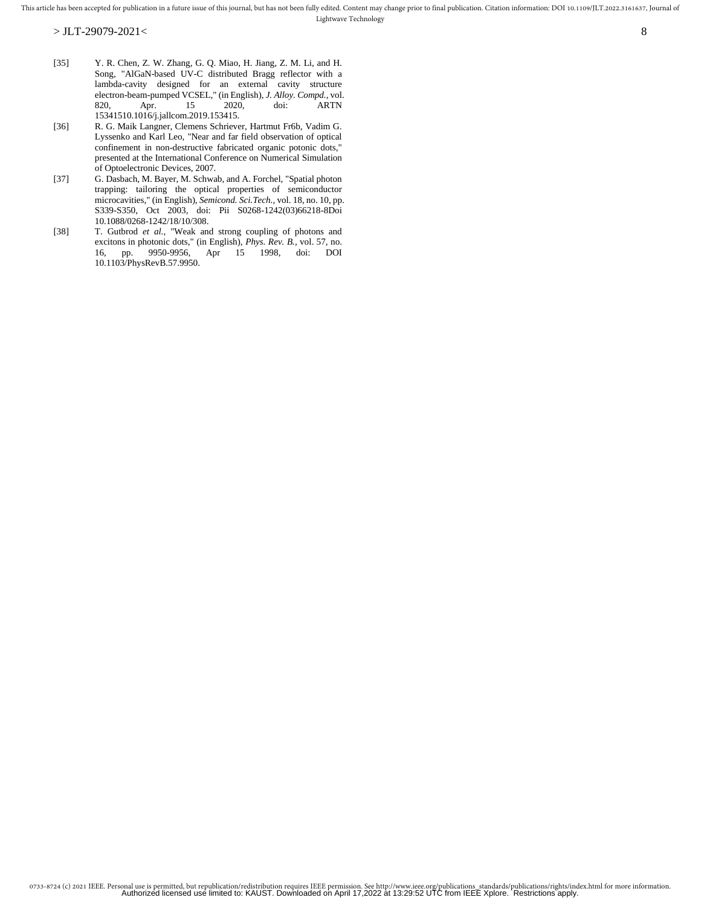[35] Y. R. Chen, Z. W. Zhang, G. Q. Miao, H. Jiang, Z. M. Li, and H. Song, "AlGaN-based UV-C distributed Bragg reflector with a lambda-cavity designed for an external cavity structure electron-beam-pumped VCSEL," (in English), *J. Alloy. Compd.*, vol. 820, Apr. 15 2020, doi: ARTN 15341510.1016/j.jallcom.2019.153415.

[36] R. G. Maik Langner, Clemens Schriever, Hartmut Fr6b, Vadim G. Lyssenko and Karl Leo, "Near and far field observation of optical confinement in non-destructive fabricated organic potonic dots," presented at the International Conference on Numerical Simulation of Optoelectronic Devices, 2007.

[37] G. Dasbach, M. Bayer, M. Schwab, and A. Forchel, "Spatial photon trapping: tailoring the optical properties of semiconductor microcavities," (in English), *Semicond. Sci.Tech.*, vol. 18, no. 10, pp. S339-S350, Oct 2003, doi: Pii S0268-1242(03)66218-8Doi 10.1088/0268-1242/18/10/308.

[38] T. Gutbrod *et al.*, "Weak and strong coupling of photons and excitons in photonic dots," (in English), *Phys. Rev. B.*, vol. 57, no. 16, pp. 9950-9956, Apr 15 1998, doi: DOI 10.1103/PhysRevB.57.9950.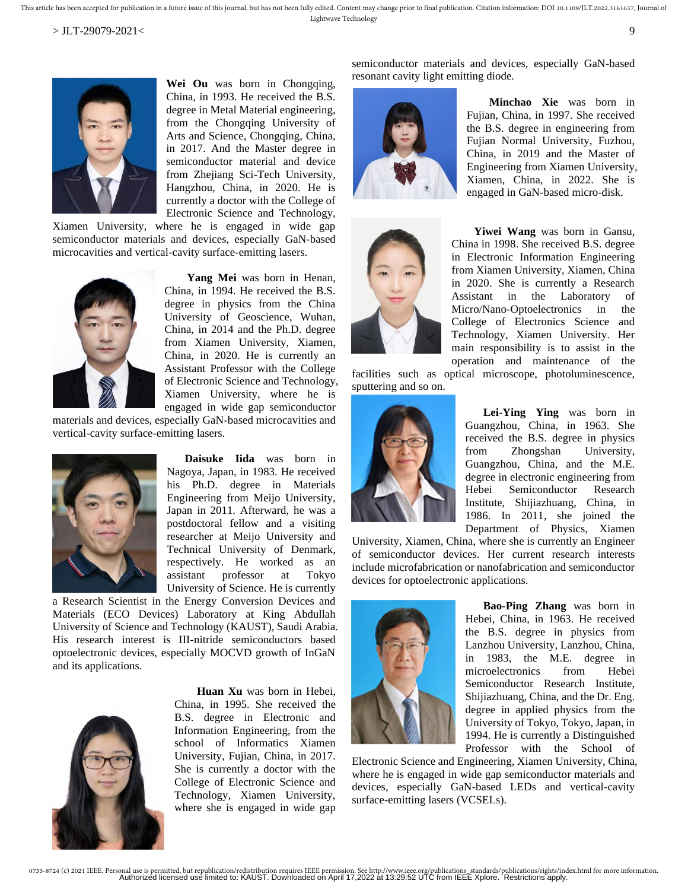**Wei Ou** was born in Chongqing, China, in 1993. He received the B.S. degree in Metal Material engineering, from the Chongqing University of Arts and Science, Chongqing, China, in 2017. And the Master degree in semiconductor material and device from Zhejiang Sci-Tech University, Hangzhou, China, in 2020. He is currently a doctor with the College of Electronic Science and Technology, Xiamen University, where he is engaged in wide gap semiconductor materials and devices, especially GaN-based microcavities and vertical-cavity surface-emitting lasers.

**Yang Mei** was born in Henan, China, in 1994. He received the B.S. degree in physics from the China University of Geoscience, Wuhan, China, in 2014 and the Ph.D. degree from Xiamen University, Xiamen, China, in 2020. He is currently an Assistant Professor with the College of Electronic Science and Technology, Xiamen University, where he is engaged in wide gap semiconductor materials and devices, especially GaN-based microcavities and vertical-cavity surface-emitting lasers.

**Daisuke Iida** was born in Nagoya, Japan, in 1983. He received his Ph.D. degree in Materials Engineering from Meijo University, Japan in 2011. Afterward, he was a postdoctoral fellow and a visiting researcher at Meijo University and Technical University of Denmark, respectively. He worked as an assistant professor at Tokyo University of Science. He is currently a Research Scientist in the Energy Conversion Devices and Materials (ECO Devices) Laboratory at King Abdullah University of Science and Technology (KAUST), Saudi Arabia. His research interest is III-nitride semiconductors based optoelectronic devices, especially MOCVD growth of InGaN and its applications.

**Huan Xu** was born in Hebei, China, in 1995. She received the B.S. degree in Electronic and Information Engineering, from the school of Informatics Xiamen University, Fujian, China, in 2017. She is currently a doctor with the College of Electronic Science and Technology, Xiamen University, where she is engaged in wide gap semiconductor materials and devices, especially GaN-based resonant cavity light emitting diode.

**Minchao Xie** was born in Fujian, China, in 1997. She received the B.S. degree in engineering from Fujian Normal University, Fuzhou, China, in 2019 and the Master of Engineering from Xiamen University, Xiamen, China, in 2022. She is engaged in GaN-based micro-disk.

**Yiwei Wang** was born in Gansu, China in 1998. She received B.S. degree in Electronic Information Engineering from Xiamen University, Xiamen, China in 2020. She is currently a Research Assistant in the Laboratory of Micro/Nano-Optoelectronics in the College of Electronics Science and Technology, Xiamen University. Her main responsibility is to assist in the operation and maintenance of the facilities such as optical microscope, photoluminescence, sputtering and so on.

**Lei-Ying Ying** was born in Guangzhou, China, in 1963. She received the B.S. degree in physics from Zhongshan University, Guangzhou, China, and the M.E. degree in electronic engineering from Hebei Semiconductor Research Institute, Shijiazhuang, China, in 1986. In 2011, she joined the Department of Physics, Xiamen University, Xiamen, China, where she is currently an Engineer of semiconductor devices. Her current research interests include microfabrication or nanofabrication and semiconductor devices for optoelectronic applications.

**Bao-Ping Zhang** was born in Hebei, China, in 1963. He received the B.S. degree in physics from Lanzhou University, Lanzhou, China, in 1983, the M.E. degree in microelectronics from Hebei Semiconductor Research Institute, Shijiazhuang, China, and the Dr. Eng. degree in applied physics from the University of Tokyo, Tokyo, Japan, in 1994. He is currently a Distinguished Professor with the School of Electronic Science and Engineering, Xiamen University, China, where he is engaged in wide gap semiconductor materials and devices, especially GaN-based LEDs and vertical-cavity surface-emitting lasers (VCSELs).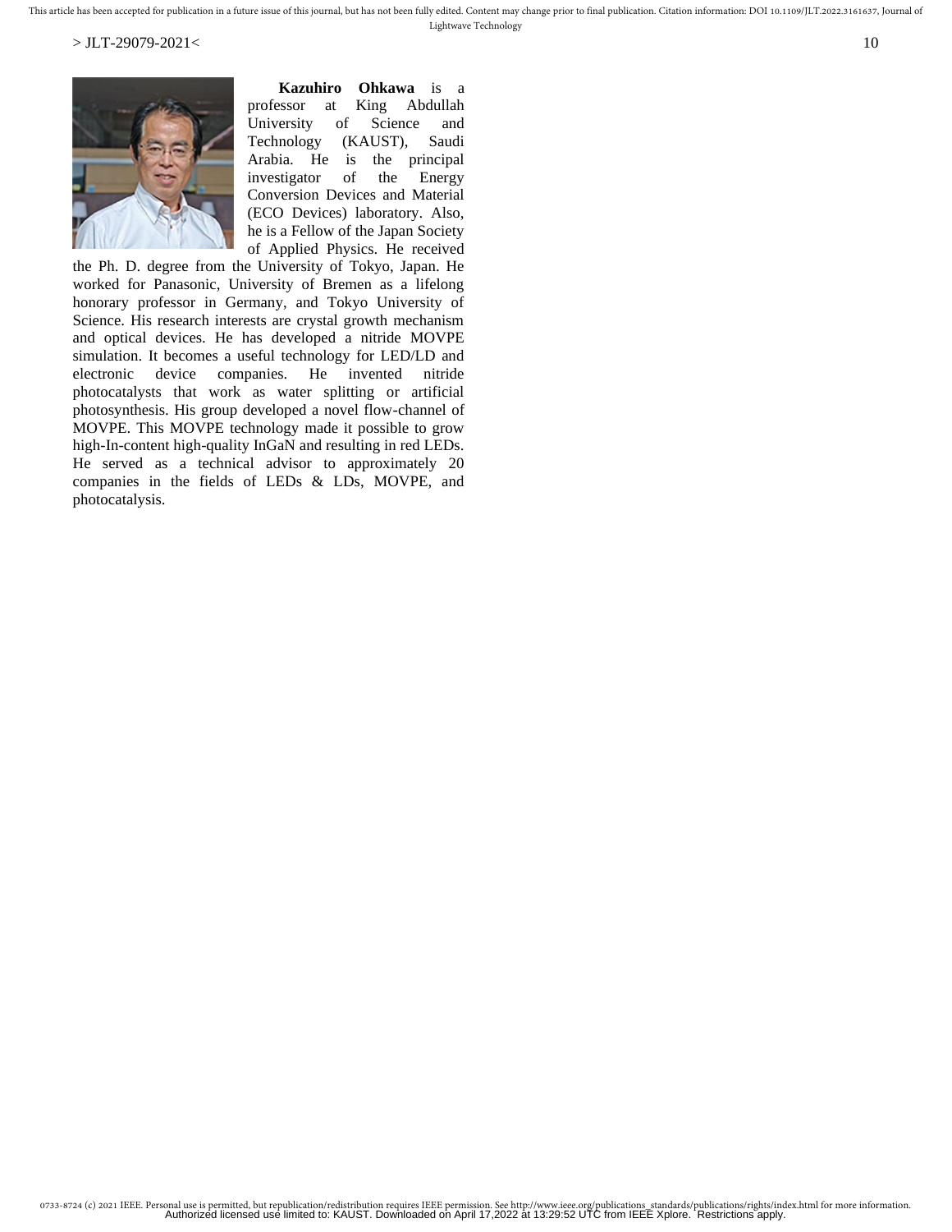**Kazuhiro Ohkawa** is a professor at King Abdullah University of Science and Technology (KAUST), Saudi Arabia. He is the principal investigator of the Energy Conversion Devices and Material (ECO Devices) laboratory. Also, he is a Fellow of the Japan Society of Applied Physics. He received the Ph. D. degree from the University of Tokyo, Japan. He worked for Panasonic, University of Bremen as a lifelong honorary professor in Germany, and Tokyo University of Science. His research interests are crystal growth mechanism and optical devices. He has developed a nitride MOVPE simulation. It becomes a useful technology for LED/LD and electronic device companies. He invented nitride photocatalysts that work as water splitting or artificial photosynthesis. His group developed a novel flow-channel of MOVPE. This MOVPE technology made it possible to grow high-In-content high-quality InGaN and resulting in red LEDs. He served as a technical advisor to approximately 20 companies in the fields of LEDs & LDs, MOVPE, and photocatalysis.